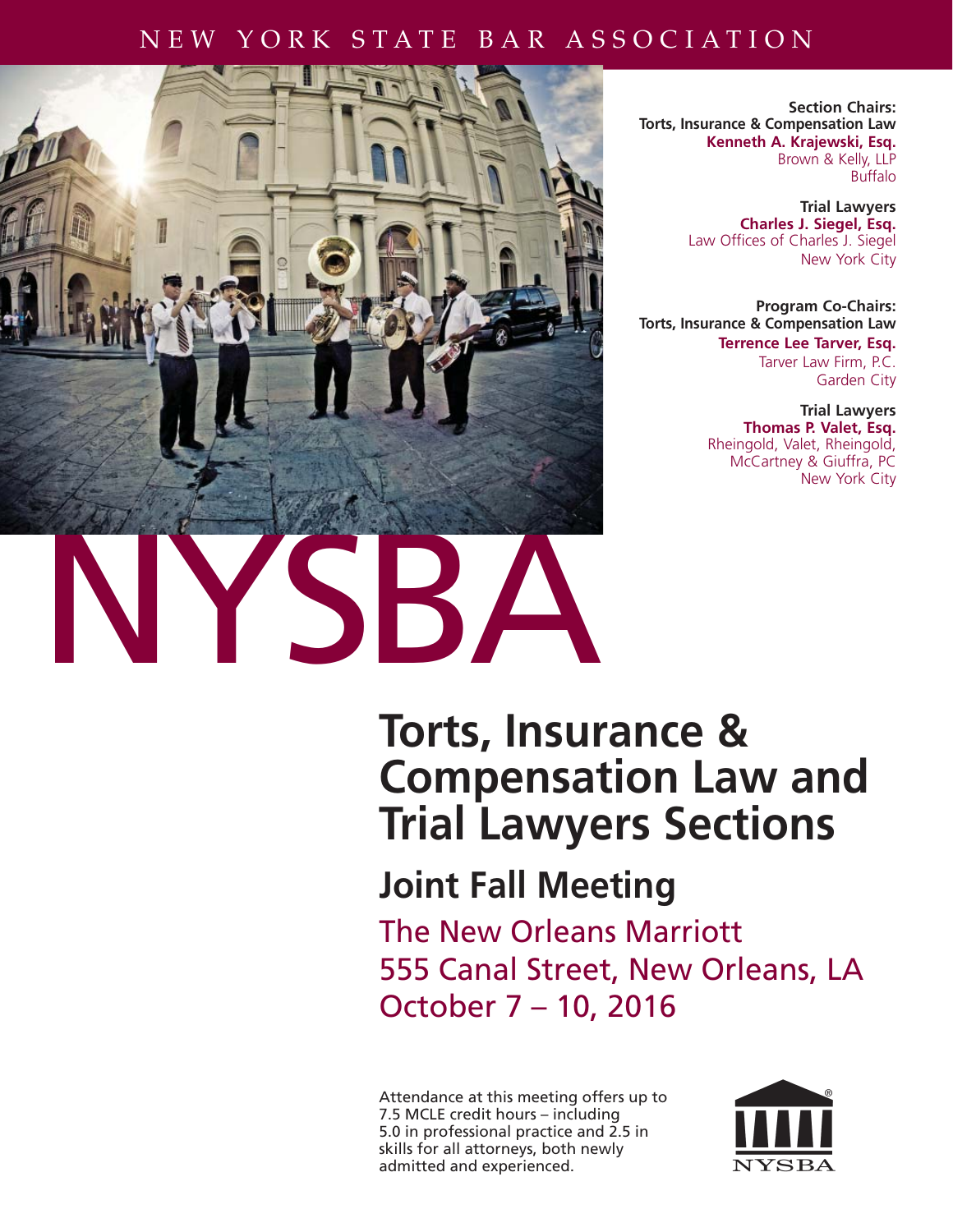NEW YORK STATE BAR ASSOCIATION

**Section Chairs:**
**Torts, Insurance & Compensation Law**
**Kenneth A. Krajewski, Esq.**
Brown & Kelly, LLP
Buffalo

**Trial Lawyers**
**Charles J. Siegel, Esq.**
Law Offices of Charles J. Siegel
New York City

**Program Co-Chairs:**
**Torts, Insurance & Compensation Law**
**Terrence Lee Tarver, Esq.**
Tarver Law Firm, P.C.
Garden City

**Trial Lawyers**
**Thomas P. Valet, Esq.**
Rheingold, Valet, Rheingold, McCartney & Giuffra, PC
New York City

NYSBA

# Torts, Insurance & Compensation Law and Trial Lawyers Sections

## Joint Fall Meeting

The New Orleans Marriott
555 Canal Street, New Orleans, LA
October 7 – 10, 2016

Attendance at this meeting offers up to 7.5 MCLE credit hours – including 5.0 in professional practice and 2.5 in skills for all attorneys, both newly admitted and experienced.

NYSBA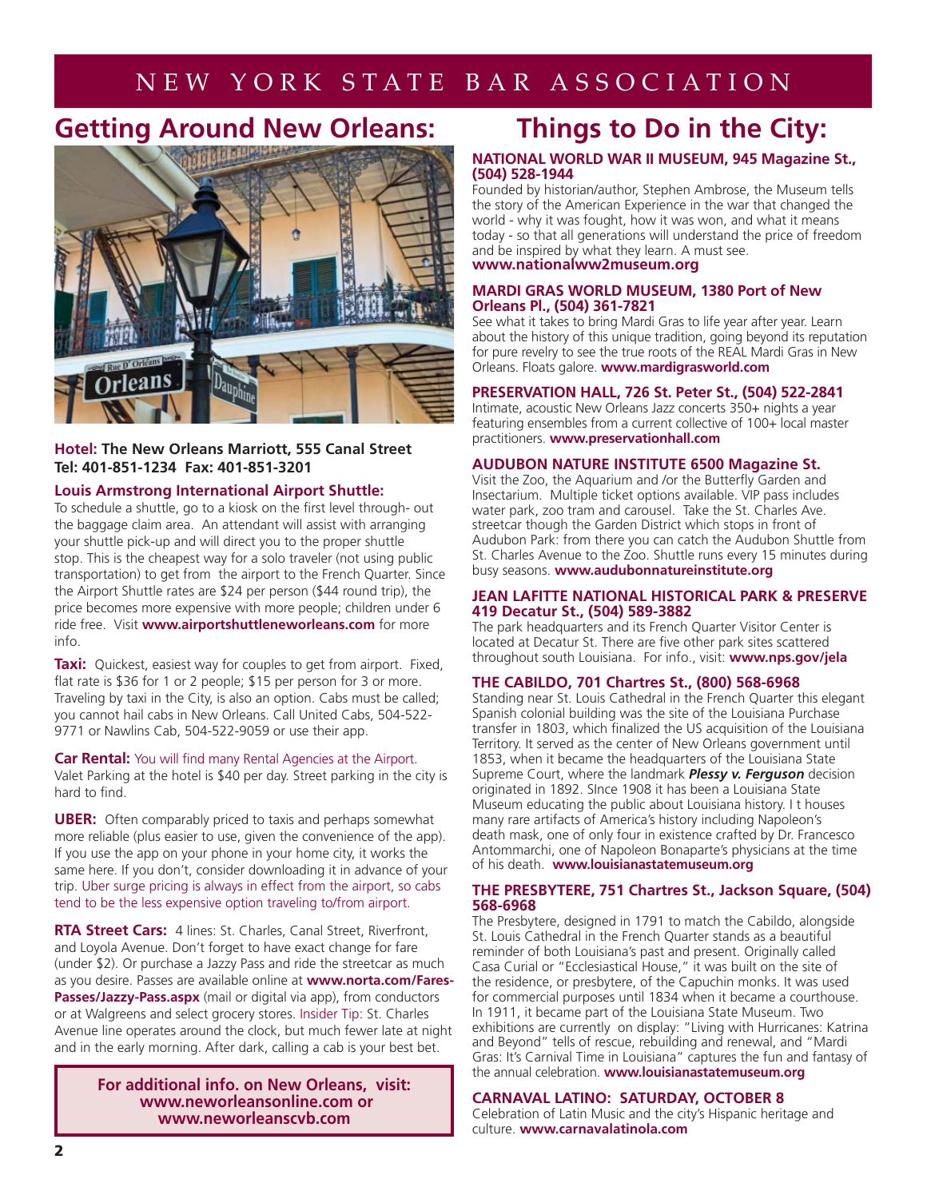# Getting Around New Orleans:

**Hotel: The New Orleans Marriott, 555 Canal Street**
**Tel: 401-851-1234 Fax: 401-851-3201**

**Louis Armstrong International Airport Shuttle:**

To schedule a shuttle, go to a kiosk on the first level through- out the baggage claim area. An attendant will assist with arranging your shuttle pick-up and will direct you to the proper shuttle stop. This is the cheapest way for a solo traveler (not using public transportation) to get from the airport to the French Quarter. Since the Airport Shuttle rates are $24 per person ($44 round trip), the price becomes more expensive with more people; children under 6 ride free. Visit **www.airportshuttleneworleans.com** for more info.

**Taxi:** Quickest, easiest way for couples to get from airport. Fixed, flat rate is $36 for 1 or 2 people; $15 per person for 3 or more. Traveling by taxi in the City, is also an option. Cabs must be called; you cannot hail cabs in New Orleans. Call United Cabs, 504-522-9771 or Nawlins Cab, 504-522-9059 or use their app.

**Car Rental:** You will find many Rental Agencies at the Airport. Valet Parking at the hotel is $40 per day. Street parking in the city is hard to find.

**UBER:** Often comparably priced to taxis and perhaps somewhat more reliable (plus easier to use, given the convenience of the app). If you use the app on your phone in your home city, it works the same here. If you don't, consider downloading it in advance of your trip. Uber surge pricing is always in effect from the airport, so cabs tend to be the less expensive option traveling to/from airport.

**RTA Street Cars:** 4 lines: St. Charles, Canal Street, Riverfront, and Loyola Avenue. Don't forget to have exact change for fare (under $2). Or purchase a Jazzy Pass and ride the streetcar as much as you desire. Passes are available online at **www.norta.com/Fares-Passes/Jazzy-Pass.aspx** (mail or digital via app), from conductors or at Walgreens and select grocery stores. Insider Tip: St. Charles Avenue line operates around the clock, but much fewer late at night and in the early morning. After dark, calling a cab is your best bet.

**For additional info. on New Orleans, visit: www.neworleansonline.com or www.neworleanscvb.com**

# Things to Do in the City:

**NATIONAL WORLD WAR II MUSEUM, 945 Magazine St., (504) 528-1944**

Founded by historian/author, Stephen Ambrose, the Museum tells the story of the American Experience in the war that changed the world - why it was fought, how it was won, and what it means today - so that all generations will understand the price of freedom and be inspired by what they learn. A must see.
**www.nationalww2museum.org**

**MARDI GRAS WORLD MUSEUM, 1380 Port of New Orleans Pl., (504) 361-7821**

See what it takes to bring Mardi Gras to life year after year. Learn about the history of this unique tradition, going beyond its reputation for pure revelry to see the true roots of the REAL Mardi Gras in New Orleans. Floats galore. **www.mardigrasworld.com**

**PRESERVATION HALL, 726 St. Peter St., (504) 522-2841**

Intimate, acoustic New Orleans Jazz concerts 350+ nights a year featuring ensembles from a current collective of 100+ local master practitioners. **www.preservationhall.com**

**AUDUBON NATURE INSTITUTE 6500 Magazine St.**

Visit the Zoo, the Aquarium and /or the Butterfly Garden and Insectarium. Multiple ticket options available. VIP pass includes water park, zoo tram and carousel. Take the St. Charles Ave. streetcar though the Garden District which stops in front of Audubon Park: from there you can catch the Audubon Shuttle from St. Charles Avenue to the Zoo. Shuttle runs every 15 minutes during busy seasons. **www.audubonnatureinstitute.org**

**JEAN LAFITTE NATIONAL HISTORICAL PARK & PRESERVE 419 Decatur St., (504) 589-3882**

The park headquarters and its French Quarter Visitor Center is located at Decatur St. There are five other park sites scattered throughout south Louisiana. For info., visit: **www.nps.gov/jela**

**THE CABILDO, 701 Chartres St., (800) 568-6968**

Standing near St. Louis Cathedral in the French Quarter this elegant Spanish colonial building was the site of the Louisiana Purchase transfer in 1803, which finalized the US acquisition of the Louisiana Territory. It served as the center of New Orleans government until 1853, when it became the headquarters of the Louisiana State Supreme Court, where the landmark ***Plessy v. Ferguson*** decision originated in 1892. SInce 1908 it has been a Louisiana State Museum educating the public about Louisiana history. I t houses many rare artifacts of America's history including Napoleon's death mask, one of only four in existence crafted by Dr. Francesco Antommarchi, one of Napoleon Bonaparte's physicians at the time of his death. **www.louisianastatemuseum.org**

**THE PRESBYTERE, 751 Chartres St., Jackson Square, (504) 568-6968**

The Presbytere, designed in 1791 to match the Cabildo, alongside St. Louis Cathedral in the French Quarter stands as a beautiful reminder of both Louisiana's past and present. Originally called Casa Curial or "Ecclesiastical House," it was built on the site of the residence, or presbytere, of the Capuchin monks. It was used for commercial purposes until 1834 when it became a courthouse. In 1911, it became part of the Louisiana State Museum. Two exhibitions are currently on display: "Living with Hurricanes: Katrina and Beyond" tells of rescue, rebuilding and renewal, and "Mardi Gras: It's Carnival Time in Louisiana" captures the fun and fantasy of the annual celebration. **www.louisianastatemuseum.org**

**CARNAVAL LATINO: SATURDAY, OCTOBER 8**

Celebration of Latin Music and the city's Hispanic heritage and culture. **www.carnavalatinola.com**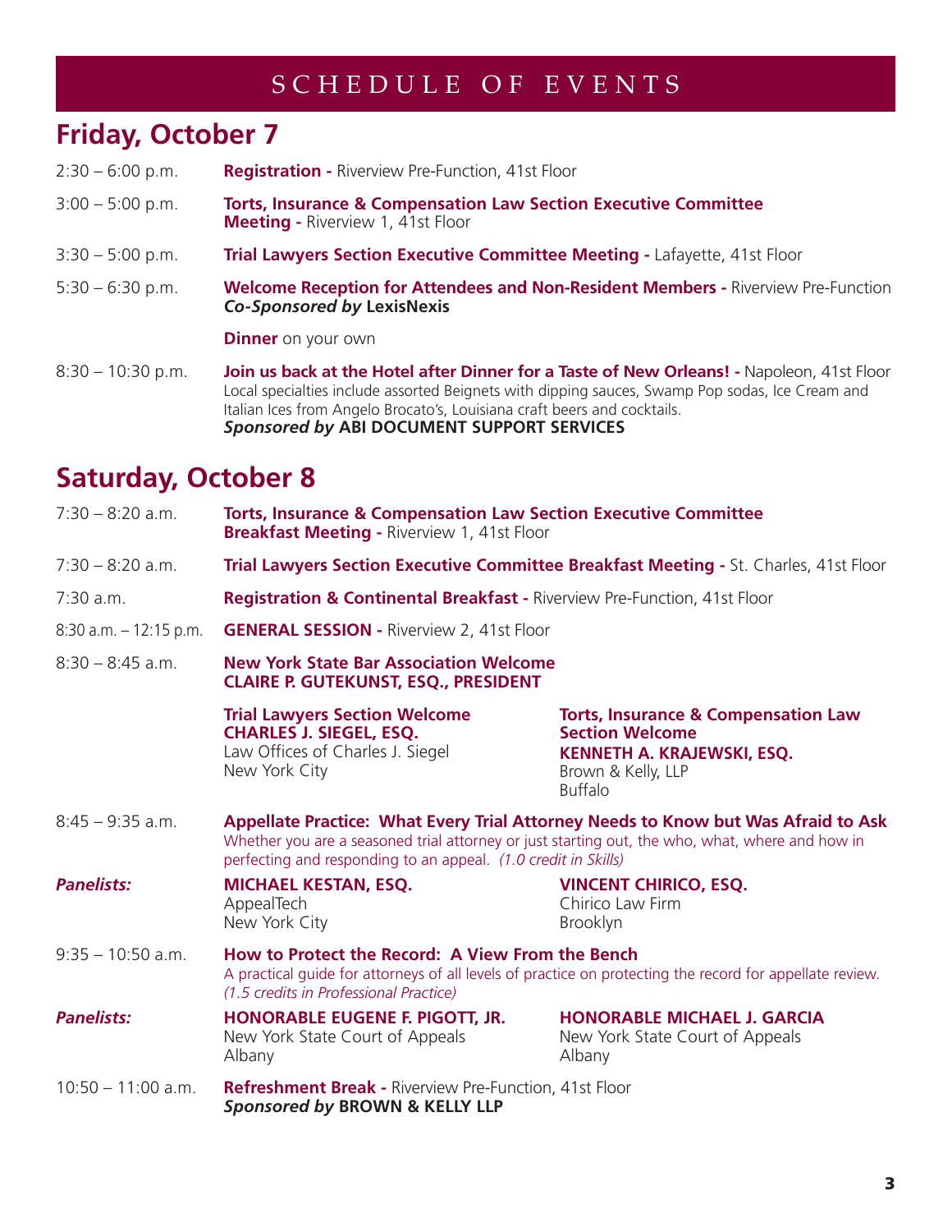# SCHEDULE OF EVENTS

## Friday, October 7

2:30 – 6:00 p.m. **Registration -** Riverview Pre-Function, 41st Floor

3:00 – 5:00 p.m. **Torts, Insurance & Compensation Law Section Executive Committee Meeting -** Riverview 1, 41st Floor

3:30 – 5:00 p.m. **Trial Lawyers Section Executive Committee Meeting -** Lafayette, 41st Floor

5:30 – 6:30 p.m. **Welcome Reception for Attendees and Non-Resident Members -** Riverview Pre-Function
***Co-Sponsored by* LexisNexis**

**Dinner** on your own

8:30 – 10:30 p.m. **Join us back at the Hotel after Dinner for a Taste of New Orleans! -** Napoleon, 41st Floor
Local specialties include assorted Beignets with dipping sauces, Swamp Pop sodas, Ice Cream and Italian Ices from Angelo Brocato's, Louisiana craft beers and cocktails.
***Sponsored by* ABI DOCUMENT SUPPORT SERVICES**

## Saturday, October 8

7:30 – 8:20 a.m. **Torts, Insurance & Compensation Law Section Executive Committee Breakfast Meeting -** Riverview 1, 41st Floor

7:30 – 8:20 a.m. **Trial Lawyers Section Executive Committee Breakfast Meeting -** St. Charles, 41st Floor

7:30 a.m. **Registration & Continental Breakfast -** Riverview Pre-Function, 41st Floor

8:30 a.m. – 12:15 p.m. **GENERAL SESSION -** Riverview 2, 41st Floor

8:30 – 8:45 a.m. **New York State Bar Association Welcome**
**CLAIRE P. GUTEKUNST, ESQ., PRESIDENT**

**Trial Lawyers Section Welcome**
**CHARLES J. SIEGEL, ESQ.**
Law Offices of Charles J. Siegel
New York City

**Torts, Insurance & Compensation Law Section Welcome**
**KENNETH A. KRAJEWSKI, ESQ.**
Brown & Kelly, LLP
Buffalo

8:45 – 9:35 a.m. **Appellate Practice: What Every Trial Attorney Needs to Know but Was Afraid to Ask**
Whether you are a seasoned trial attorney or just starting out, the who, what, where and how in perfecting and responding to an appeal. *(1.0 credit in Skills)*

***Panelists:***

**MICHAEL KESTAN, ESQ.**
AppealTech
New York City

**VINCENT CHIRICO, ESQ.**
Chirico Law Firm
Brooklyn

9:35 – 10:50 a.m. **How to Protect the Record: A View From the Bench**
A practical guide for attorneys of all levels of practice on protecting the record for appellate review. *(1.5 credits in Professional Practice)*

***Panelists:***

**HONORABLE EUGENE F. PIGOTT, JR.**
New York State Court of Appeals
Albany

**HONORABLE MICHAEL J. GARCIA**
New York State Court of Appeals
Albany

10:50 – 11:00 a.m. **Refreshment Break -** Riverview Pre-Function, 41st Floor
***Sponsored by* BROWN & KELLY LLP**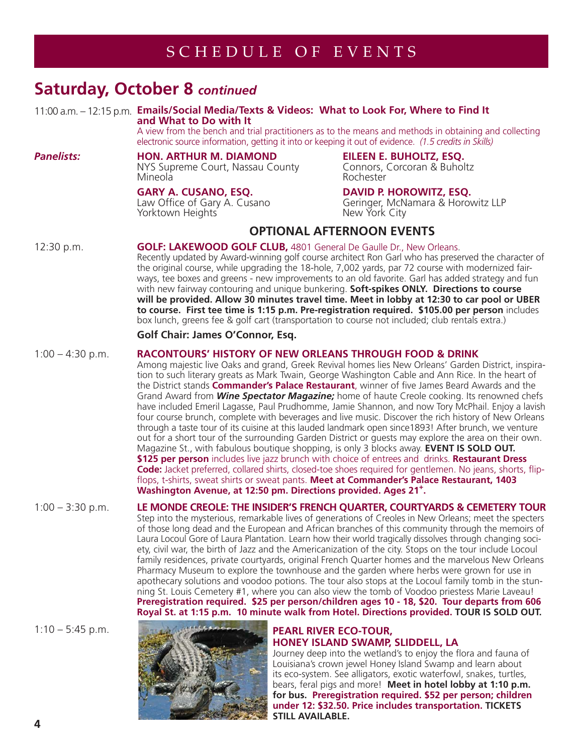# SCHEDULE OF EVENTS

## Saturday, October 8 *continued*

11:00 a.m. – 12:15 p.m. **Emails/Social Media/Texts & Videos: What to Look For, Where to Find It and What to Do with It**

A view from the bench and trial practitioners as to the means and methods in obtaining and collecting electronic source information, getting it into or keeping it out of evidence. *(1.5 credits in Skills)*

***Panelists:***

**HON. ARTHUR M. DIAMOND**
NYS Supreme Court, Nassau County
Mineola

**EILEEN E. BUHOLTZ, ESQ.**
Connors, Corcoran & Buholtz
Rochester

**GARY A. CUSANO, ESQ.**
Law Office of Gary A. Cusano
Yorktown Heights

**DAVID P. HOROWITZ, ESQ.**
Geringer, McNamara & Horowitz LLP
New York City

### OPTIONAL AFTERNOON EVENTS

12:30 p.m. **GOLF: LAKEWOOD GOLF CLUB,** 4801 General De Gaulle Dr., New Orleans.

Recently updated by Award-winning golf course architect Ron Garl who has preserved the character of the original course, while upgrading the 18-hole, 7,002 yards, par 72 course with modernized fairways, tee boxes and greens - new improvements to an old favorite. Garl has added strategy and fun with new fairway contouring and unique bunkering. **Soft-spikes ONLY. Directions to course will be provided. Allow 30 minutes travel time. Meet in lobby at 12:30 to car pool or UBER to course. First tee time is 1:15 p.m. Pre-registration required. $105.00 per person** includes box lunch, greens fee & golf cart (transportation to course not included; club rentals extra.)

**Golf Chair: James O'Connor, Esq.**

1:00 – 4:30 p.m. **RACONTOURS' HISTORY OF NEW ORLEANS THROUGH FOOD & DRINK**

Among majestic live Oaks and grand, Greek Revival homes lies New Orleans' Garden District, inspiration to such literary greats as Mark Twain, George Washington Cable and Ann Rice. In the heart of the District stands **Commander's Palace Restaurant**, winner of five James Beard Awards and the Grand Award from ***Wine Spectator Magazine;*** home of haute Creole cooking. Its renowned chefs have included Emeril Lagasse, Paul Prudhomme, Jamie Shannon, and now Tory McPhail. Enjoy a lavish four course brunch, complete with beverages and live music. Discover the rich history of New Orleans through a taste tour of its cuisine at this lauded landmark open since1893! After brunch, we venture out for a short tour of the surrounding Garden District or guests may explore the area on their own. Magazine St., with fabulous boutique shopping, is only 3 blocks away. **EVENT IS SOLD OUT. $125 per person** includes live jazz brunch with choice of entrees and drinks. **Restaurant Dress Code:** Jacket preferred, collared shirts, closed-toe shoes required for gentlemen. No jeans, shorts, flip-flops, t-shirts, sweat shirts or sweat pants. **Meet at Commander's Palace Restaurant, 1403 Washington Avenue, at 12:50 pm. Directions provided. Ages 21+.**

1:00 – 3:30 p.m. **LE MONDE CREOLE: THE INSIDER'S FRENCH QUARTER, COURTYARDS & CEMETERY TOUR**

Step into the mysterious, remarkable lives of generations of Creoles in New Orleans; meet the specters of those long dead and the European and African branches of this community through the memoirs of Laura Locoul Gore of Laura Plantation. Learn how their world tragically dissolves through changing society, civil war, the birth of Jazz and the Americanization of the city. Stops on the tour include Locoul family residences, private courtyards, original French Quarter homes and the marvelous New Orleans Pharmacy Museum to explore the townhouse and the garden where herbs were grown for use in apothecary solutions and voodoo potions. The tour also stops at the Locoul family tomb in the stunning St. Louis Cemetery #1, where you can also view the tomb of Voodoo priestess Marie Laveau! **Preregistration required. $25 per person/children ages 10 - 18, $20. Tour departs from 606 Royal St. at 1:15 p.m. 10 minute walk from Hotel. Directions provided. TOUR IS SOLD OUT.**

1:10 – 5:45 p.m. **PEARL RIVER ECO-TOUR, HONEY ISLAND SWAMP, SLIDELL, LA**

Journey deep into the wetland's to enjoy the flora and fauna of Louisiana's crown jewel Honey Island Swamp and learn about its eco-system. See alligators, exotic waterfowl, snakes, turtles, bears, feral pigs and more! **Meet in hotel lobby at 1:10 p.m. for bus. Preregistration required. $52 per person; children under 12: $32.50. Price includes transportation. TICKETS STILL AVAILABLE.**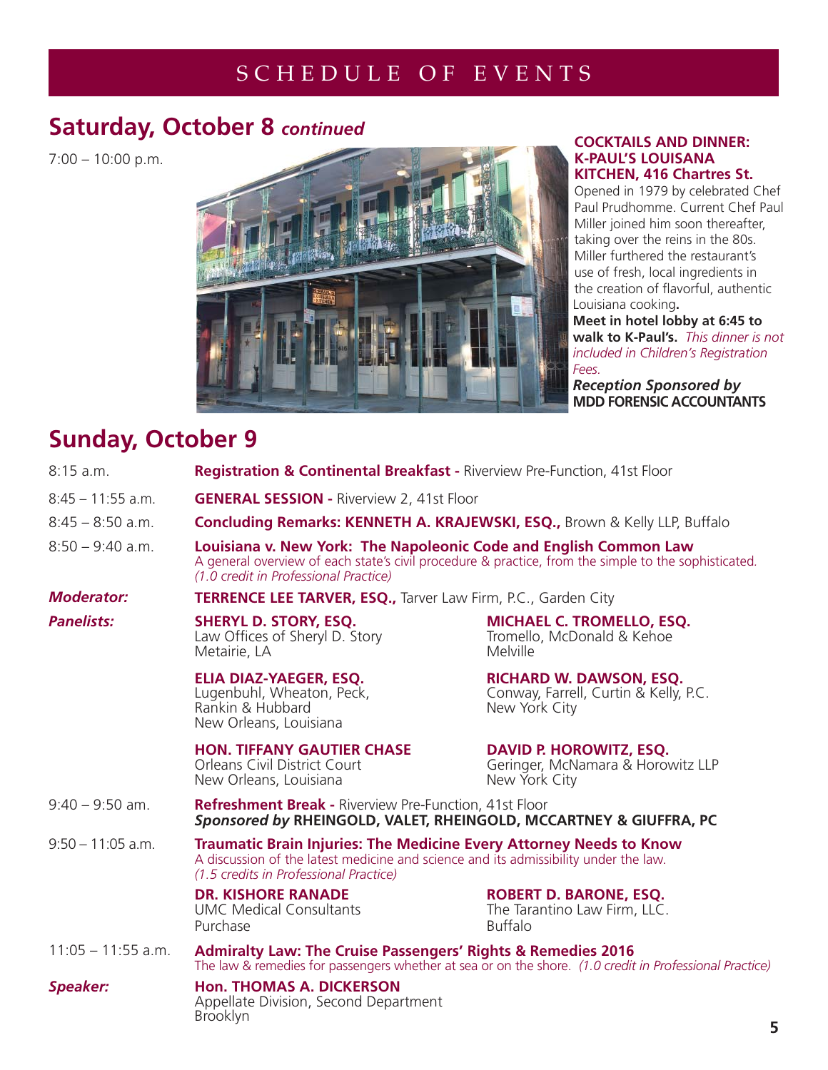# SCHEDULE OF EVENTS

## Saturday, October 8 *continued*

7:00 – 10:00 p.m.

**COCKTAILS AND DINNER: K-PAUL'S LOUISANA KITCHEN, 416 Chartres St.**

Opened in 1979 by celebrated Chef Paul Prudhomme. Current Chef Paul Miller joined him soon thereafter, taking over the reins in the 80s. Miller furthered the restaurant's use of fresh, local ingredients in the creation of flavorful, authentic Louisiana cooking**.**

**Meet in hotel lobby at 6:45 to walk to K-Paul's.** *This dinner is not included in Children's Registration Fees.*

***Reception Sponsored by***
**MDD FORENSIC ACCOUNTANTS**

## Sunday, October 9

8:15 a.m. — **Registration & Continental Breakfast -** Riverview Pre-Function, 41st Floor

8:45 – 11:55 a.m. — **GENERAL SESSION -** Riverview 2, 41st Floor

8:45 – 8:50 a.m. — **Concluding Remarks: KENNETH A. KRAJEWSKI, ESQ.,** Brown & Kelly LLP, Buffalo

8:50 – 9:40 a.m. — **Louisiana v. New York: The Napoleonic Code and English Common Law**
A general overview of each state's civil procedure & practice, from the simple to the sophisticated.
*(1.0 credit in Professional Practice)*

***Moderator:*** **TERRENCE LEE TARVER, ESQ.,** Tarver Law Firm, P.C., Garden City

***Panelists:***

**SHERYL D. STORY, ESQ.**
Law Offices of Sheryl D. Story
Metairie, LA

**MICHAEL C. TROMELLO, ESQ.**
Tromello, McDonald & Kehoe
Melville

**ELIA DIAZ-YAEGER, ESQ.**
Lugenbuhl, Wheaton, Peck, Rankin & Hubbard
New Orleans, Louisiana

**RICHARD W. DAWSON, ESQ.**
Conway, Farrell, Curtin & Kelly, P.C.
New York City

**HON. TIFFANY GAUTIER CHASE**
Orleans Civil District Court
New Orleans, Louisiana

**DAVID P. HOROWITZ, ESQ.**
Geringer, McNamara & Horowitz LLP
New York City

9:40 – 9:50 am. — **Refreshment Break -** Riverview Pre-Function, 41st Floor
***Sponsored by*** **RHEINGOLD, VALET, RHEINGOLD, MCCARTNEY & GIUFFRA, PC**

9:50 – 11:05 a.m. — **Traumatic Brain Injuries: The Medicine Every Attorney Needs to Know**
A discussion of the latest medicine and science and its admissibility under the law.
*(1.5 credits in Professional Practice)*

**DR. KISHORE RANADE**
UMC Medical Consultants
Purchase

**ROBERT D. BARONE, ESQ.**
The Tarantino Law Firm, LLC.
Buffalo

11:05 – 11:55 a.m. — **Admiralty Law: The Cruise Passengers' Rights & Remedies 2016**
The law & remedies for passengers whether at sea or on the shore. *(1.0 credit in Professional Practice)*

***Speaker:*** **Hon. THOMAS A. DICKERSON**
Appellate Division, Second Department
Brooklyn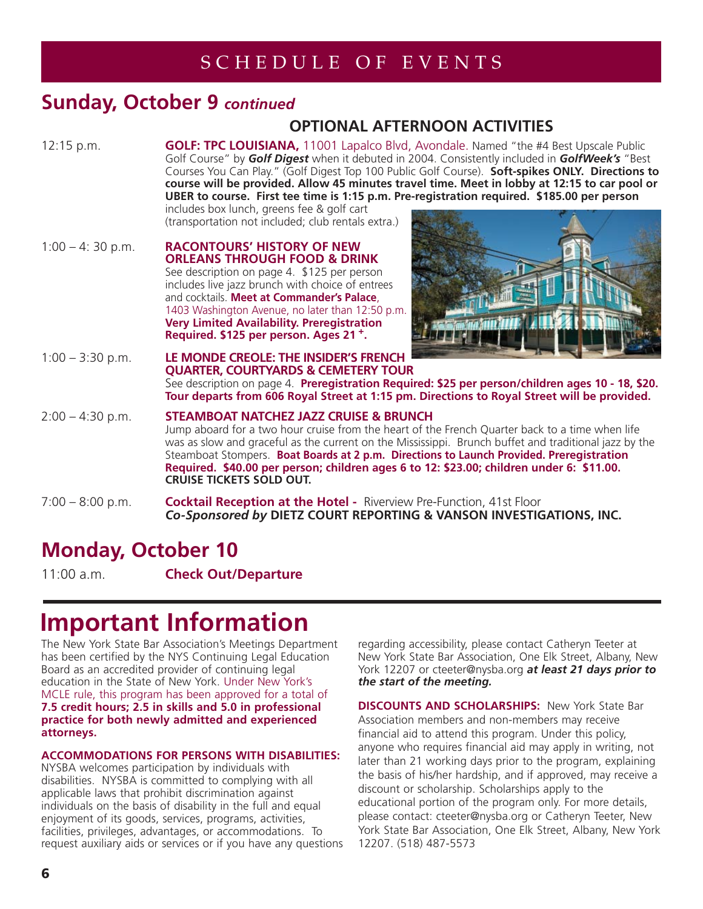# SCHEDULE OF EVENTS

## Sunday, October 9 *continued*

### OPTIONAL AFTERNOON ACTIVITIES

12:15 p.m. **GOLF: TPC LOUISIANA,** 11001 Lapalco Blvd, Avondale. Named "the #4 Best Upscale Public Golf Course" by ***Golf Digest*** when it debuted in 2004. Consistently included in ***GolfWeek's*** "Best Courses You Can Play." (Golf Digest Top 100 Public Golf Course). **Soft-spikes ONLY. Directions to course will be provided. Allow 45 minutes travel time. Meet in lobby at 12:15 to car pool or UBER to course. First tee time is 1:15 p.m. Pre-registration required. $185.00 per person** includes box lunch, greens fee & golf cart (transportation not included; club rentals extra.)

1:00 – 4: 30 p.m. **RACONTOURS' HISTORY OF NEW ORLEANS THROUGH FOOD & DRINK**
See description on page 4. $125 per person includes live jazz brunch with choice of entrees and cocktails. **Meet at Commander's Palace**, 1403 Washington Avenue, no later than 12:50 p.m. **Very Limited Availability. Preregistration Required. $125 per person. Ages 21 +.**

1:00 – 3:30 p.m. **LE MONDE CREOLE: THE INSIDER'S FRENCH QUARTER, COURTYARDS & CEMETERY TOUR**
See description on page 4. **Preregistration Required: $25 per person/children ages 10 - 18, $20. Tour departs from 606 Royal Street at 1:15 pm. Directions to Royal Street will be provided.**

2:00 – 4:30 p.m. **STEAMBOAT NATCHEZ JAZZ CRUISE & BRUNCH**
Jump aboard for a two hour cruise from the heart of the French Quarter back to a time when life was as slow and graceful as the current on the Mississippi. Brunch buffet and traditional jazz by the Steamboat Stompers. **Boat Boards at 2 p.m. Directions to Launch Provided. Preregistration Required. $40.00 per person; children ages 6 to 12: $23.00; children under 6: $11.00. CRUISE TICKETS SOLD OUT.**

7:00 – 8:00 p.m. **Cocktail Reception at the Hotel -** Riverview Pre-Function, 41st Floor
***Co-Sponsored by*** **DIETZ COURT REPORTING & VANSON INVESTIGATIONS, INC.**

## Monday, October 10

11:00 a.m. **Check Out/Departure**

# Important Information

The New York State Bar Association's Meetings Department has been certified by the NYS Continuing Legal Education Board as an accredited provider of continuing legal education in the State of New York. Under New York's MCLE rule, this program has been approved for a total of **7.5 credit hours; 2.5 in skills and 5.0 in professional practice for both newly admitted and experienced attorneys.**

**ACCOMMODATIONS FOR PERSONS WITH DISABILITIES:** NYSBA welcomes participation by individuals with disabilities. NYSBA is committed to complying with all applicable laws that prohibit discrimination against individuals on the basis of disability in the full and equal enjoyment of its goods, services, programs, activities, facilities, privileges, advantages, or accommodations. To request auxiliary aids or services or if you have any questions regarding accessibility, please contact Catheryn Teeter at New York State Bar Association, One Elk Street, Albany, New York 12207 or cteeter@nysba.org ***at least 21 days prior to the start of the meeting.***

**DISCOUNTS AND SCHOLARSHIPS:** New York State Bar Association members and non-members may receive financial aid to attend this program. Under this policy, anyone who requires financial aid may apply in writing, not later than 21 working days prior to the program, explaining the basis of his/her hardship, and if approved, may receive a discount or scholarship. Scholarships apply to the educational portion of the program only. For more details, please contact: cteeter@nysba.org or Catheryn Teeter, New York State Bar Association, One Elk Street, Albany, New York 12207. (518) 487-5573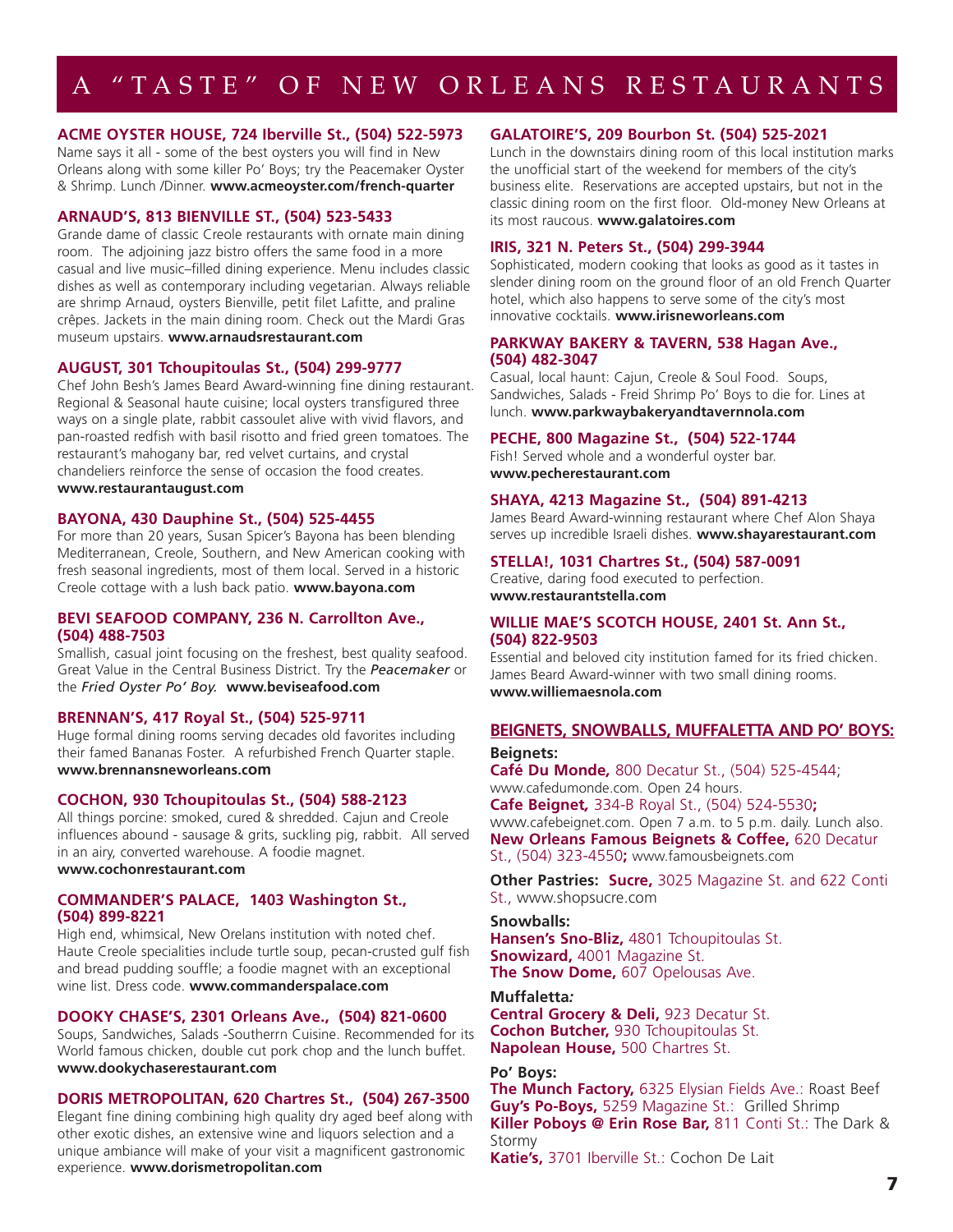# A "TASTE" OF NEW ORLEANS RESTAURANTS

**ACME OYSTER HOUSE, 724 Iberville St., (504) 522-5973**
Name says it all - some of the best oysters you will find in New Orleans along with some killer Po' Boys; try the Peacemaker Oyster & Shrimp. Lunch /Dinner. **www.acmeoyster.com/french-quarter**

**ARNAUD'S, 813 BIENVILLE ST., (504) 523-5433**
Grande dame of classic Creole restaurants with ornate main dining room. The adjoining jazz bistro offers the same food in a more casual and live music–filled dining experience. Menu includes classic dishes as well as contemporary including vegetarian. Always reliable are shrimp Arnaud, oysters Bienville, petit filet Lafitte, and praline crêpes. Jackets in the main dining room. Check out the Mardi Gras museum upstairs. **www.arnaudsrestaurant.com**

**AUGUST, 301 Tchoupitoulas St., (504) 299-9777**
Chef John Besh's James Beard Award-winning fine dining restaurant. Regional & Seasonal haute cuisine; local oysters transfigured three ways on a single plate, rabbit cassoulet alive with vivid flavors, and pan-roasted redfish with basil risotto and fried green tomatoes. The restaurant's mahogany bar, red velvet curtains, and crystal chandeliers reinforce the sense of occasion the food creates. **www.restaurantaugust.com**

**BAYONA, 430 Dauphine St., (504) 525-4455**
For more than 20 years, Susan Spicer's Bayona has been blending Mediterranean, Creole, Southern, and New American cooking with fresh seasonal ingredients, most of them local. Served in a historic Creole cottage with a lush back patio. **www.bayona.com**

**BEVI SEAFOOD COMPANY, 236 N. Carrollton Ave., (504) 488-7503**
Smallish, casual joint focusing on the freshest, best quality seafood. Great Value in the Central Business District. Try the *Peacemaker* or the *Fried Oyster Po' Boy.* **www.beviseafood.com**

**BRENNAN'S, 417 Royal St., (504) 525-9711**
Huge formal dining rooms serving decades old favorites including their famed Bananas Foster. A refurbished French Quarter staple. **www.brennansneworleans.com**

**COCHON, 930 Tchoupitoulas St., (504) 588-2123**
All things porcine: smoked, cured & shredded. Cajun and Creole influences abound - sausage & grits, suckling pig, rabbit. All served in an airy, converted warehouse. A foodie magnet. **www.cochonrestaurant.com**

**COMMANDER'S PALACE, 1403 Washington St., (504) 899-8221**
High end, whimsical, New Orelans institution with noted chef. Haute Creole specialities include turtle soup, pecan-crusted gulf fish and bread pudding souffle; a foodie magnet with an exceptional wine list. Dress code. **www.commanderspalace.com**

**DOOKY CHASE'S, 2301 Orleans Ave., (504) 821-0600**
Soups, Sandwiches, Salads -Southerrn Cuisine. Recommended for its World famous chicken, double cut pork chop and the lunch buffet. **www.dookychaserestaurant.com**

**DORIS METROPOLITAN, 620 Chartres St., (504) 267-3500**
Elegant fine dining combining high quality dry aged beef along with other exotic dishes, an extensive wine and liquors selection and a unique ambiance will make of your visit a magnificent gastronomic experience. **www.dorismetropolitan.com**

**GALATOIRE'S, 209 Bourbon St. (504) 525-2021**
Lunch in the downstairs dining room of this local institution marks the unofficial start of the weekend for members of the city's business elite. Reservations are accepted upstairs, but not in the classic dining room on the first floor. Old-money New Orleans at its most raucous. **www.galatoires.com**

**IRIS, 321 N. Peters St., (504) 299-3944**
Sophisticated, modern cooking that looks as good as it tastes in slender dining room on the ground floor of an old French Quarter hotel, which also happens to serve some of the city's most innovative cocktails. **www.irisneworleans.com**

**PARKWAY BAKERY & TAVERN, 538 Hagan Ave., (504) 482-3047**
Casual, local haunt: Cajun, Creole & Soul Food. Soups, Sandwiches, Salads - Freid Shrimp Po' Boys to die for. Lines at lunch. **www.parkwaybakeryandtavernnola.com**

**PECHE, 800 Magazine St., (504) 522-1744**
Fish! Served whole and a wonderful oyster bar. **www.pecherestaurant.com**

**SHAYA, 4213 Magazine St., (504) 891-4213**
James Beard Award-winning restaurant where Chef Alon Shaya serves up incredible Israeli dishes. **www.shayarestaurant.com**

**STELLA!, 1031 Chartres St., (504) 587-0091**
Creative, daring food executed to perfection. **www.restaurantstella.com**

**WILLIE MAE'S SCOTCH HOUSE, 2401 St. Ann St., (504) 822-9503**
Essential and beloved city institution famed for its fried chicken. James Beard Award-winner with two small dining rooms. **www.williemaesnola.com**

## BEIGNETS, SNOWBALLS, MUFFALETTA AND PO' BOYS:

**Beignets:**
**Café Du Monde,** 800 Decatur St., (504) 525-4544; www.cafedumonde.com. Open 24 hours.
**Cafe Beignet,** 334-B Royal St., (504) 524-5530; www.cafebeignet.com. Open 7 a.m. to 5 p.m. daily. Lunch also.
**New Orleans Famous Beignets & Coffee,** 620 Decatur St., (504) 323-4550; www.famousbeignets.com

**Other Pastries:** **Sucre,** 3025 Magazine St. and 622 Conti St., www.shopsucre.com

**Snowballs:**
**Hansen's Sno-Bliz,** 4801 Tchoupitoulas St.
**Snowizard,** 4001 Magazine St.
**The Snow Dome,** 607 Opelousas Ave.

**Muffaletta:**
**Central Grocery & Deli,** 923 Decatur St.
**Cochon Butcher,** 930 Tchoupitoulas St.
**Napolean House,** 500 Chartres St.

**Po' Boys:**
**The Munch Factory,** 6325 Elysian Fields Ave.: Roast Beef
**Guy's Po-Boys,** 5259 Magazine St.: Grilled Shrimp
**Killer Poboys @ Erin Rose Bar,** 811 Conti St.: The Dark & Stormy
**Katie's,** 3701 Iberville St.: Cochon De Lait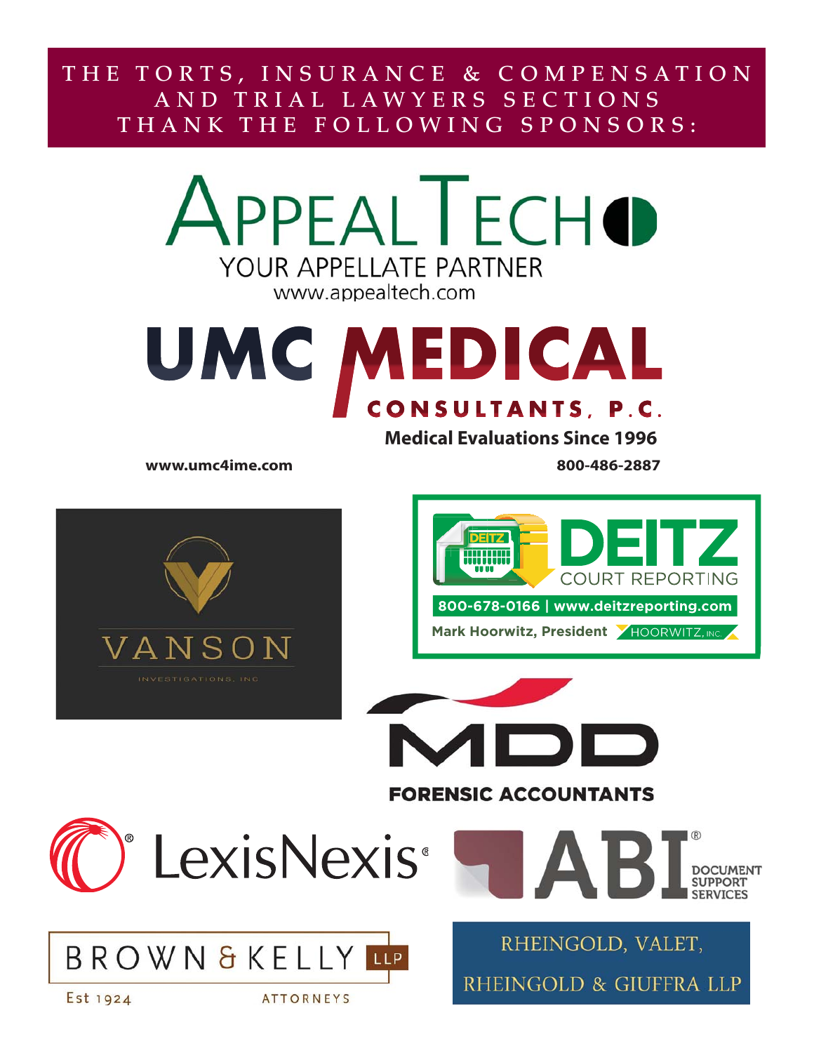# THE TORTS, INSURANCE & COMPENSATION AND TRIAL LAWYERS SECTIONS THANK THE FOLLOWING SPONSORS:

APPEALTECH

YOUR APPELLATE PARTNER

www.appealtech.com

UMC MEDICAL CONSULTANTS, P.C.

**Medical Evaluations Since 1996**

**www.umc4ime.com** **800-486-2887**

VANSON

INVESTIGATIONS, INC

DEITZ COURT REPORTING

**800-678-0166 | www.deitzreporting.com**

**Mark Hoorwitz, President** HOORWITZ, INC.

MDD

**FORENSIC ACCOUNTANTS**

LexisNexis®

ABI® DOCUMENT SUPPORT SERVICES

BROWN & KELLY LLP

Est 1924 ATTORNEYS

RHEINGOLD, VALET, RHEINGOLD & GIUFFRA LLP